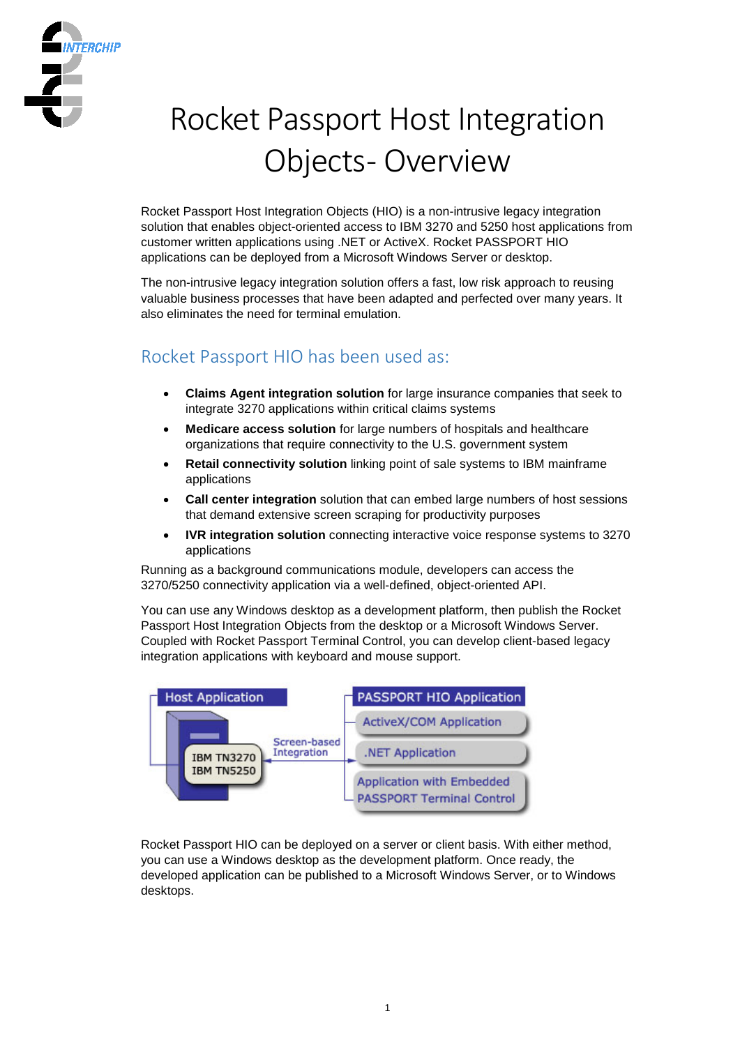# Rocket Passport Host Integration Objects- Overview

Rocket Passport Host Integration Objects (HIO) is a non-intrusive legacy integration solution that enables object-oriented access to IBM 3270 and 5250 host applications from customer written applications using .NET or ActiveX. Rocket PASSPORT HIO applications can be deployed from a Microsoft Windows Server or desktop.

The non-intrusive legacy integration solution offers a fast, low risk approach to reusing valuable business processes that have been adapted and perfected over many years. It also eliminates the need for terminal emulation.

## Rocket Passport HIO has been used as:

- **Claims Agent integration solution** for large insurance companies that seek to integrate 3270 applications within critical claims systems
- **Medicare access solution** for large numbers of hospitals and healthcare organizations that require connectivity to the U.S. government system
- **Retail connectivity solution** linking point of sale systems to IBM mainframe applications
- **Call center integration** solution that can embed large numbers of host sessions that demand extensive screen scraping for productivity purposes
- **IVR integration solution** connecting interactive voice response systems to 3270 applications

Running as a background communications module, developers can access the 3270/5250 connectivity application via a well-defined, object-oriented API.

You can use any Windows desktop as a development platform, then publish the Rocket Passport Host Integration Objects from the desktop or a Microsoft Windows Server. Coupled with Rocket Passport Terminal Control, you can develop client-based legacy integration applications with keyboard and mouse support.

Host Application — IBM TN3270 / IBM TN5250 — Screen-based Integration — PASSPORT HIO Application: ActiveX/COM Application; .NET Application; Application with Embedded PASSPORT Terminal Control

Rocket Passport HIO can be deployed on a server or client basis. With either method, you can use a Windows desktop as the development platform. Once ready, the developed application can be published to a Microsoft Windows Server, or to Windows desktops.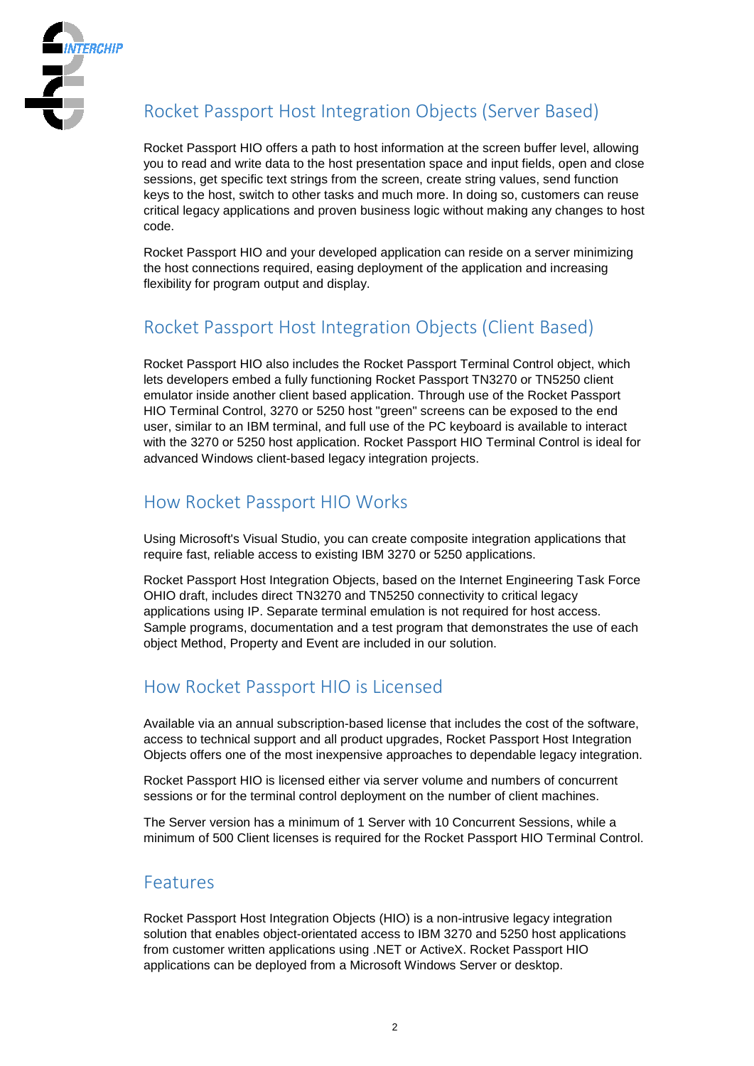## Rocket Passport Host Integration Objects (Server Based)

Rocket Passport HIO offers a path to host information at the screen buffer level, allowing you to read and write data to the host presentation space and input fields, open and close sessions, get specific text strings from the screen, create string values, send function keys to the host, switch to other tasks and much more. In doing so, customers can reuse critical legacy applications and proven business logic without making any changes to host code.

Rocket Passport HIO and your developed application can reside on a server minimizing the host connections required, easing deployment of the application and increasing flexibility for program output and display.

## Rocket Passport Host Integration Objects (Client Based)

Rocket Passport HIO also includes the Rocket Passport Terminal Control object, which lets developers embed a fully functioning Rocket Passport TN3270 or TN5250 client emulator inside another client based application. Through use of the Rocket Passport HIO Terminal Control, 3270 or 5250 host "green" screens can be exposed to the end user, similar to an IBM terminal, and full use of the PC keyboard is available to interact with the 3270 or 5250 host application. Rocket Passport HIO Terminal Control is ideal for advanced Windows client-based legacy integration projects.

## How Rocket Passport HIO Works

Using Microsoft's Visual Studio, you can create composite integration applications that require fast, reliable access to existing IBM 3270 or 5250 applications.

Rocket Passport Host Integration Objects, based on the Internet Engineering Task Force OHIO draft, includes direct TN3270 and TN5250 connectivity to critical legacy applications using IP. Separate terminal emulation is not required for host access. Sample programs, documentation and a test program that demonstrates the use of each object Method, Property and Event are included in our solution.

## How Rocket Passport HIO is Licensed

Available via an annual subscription-based license that includes the cost of the software, access to technical support and all product upgrades, Rocket Passport Host Integration Objects offers one of the most inexpensive approaches to dependable legacy integration.

Rocket Passport HIO is licensed either via server volume and numbers of concurrent sessions or for the terminal control deployment on the number of client machines.

The Server version has a minimum of 1 Server with 10 Concurrent Sessions, while a minimum of 500 Client licenses is required for the Rocket Passport HIO Terminal Control.

## Features

Rocket Passport Host Integration Objects (HIO) is a non-intrusive legacy integration solution that enables object-orientated access to IBM 3270 and 5250 host applications from customer written applications using .NET or ActiveX. Rocket Passport HIO applications can be deployed from a Microsoft Windows Server or desktop.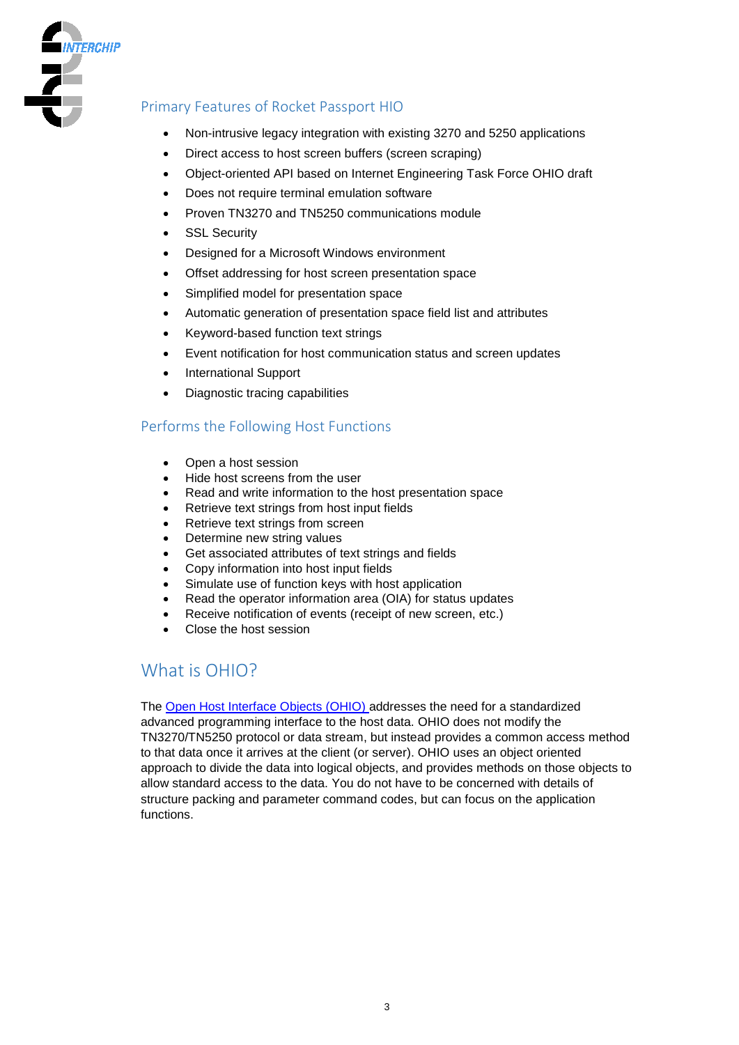## Primary Features of Rocket Passport HIO

- Non-intrusive legacy integration with existing 3270 and 5250 applications
- Direct access to host screen buffers (screen scraping)
- Object-oriented API based on Internet Engineering Task Force OHIO draft
- Does not require terminal emulation software
- Proven TN3270 and TN5250 communications module
- SSL Security
- Designed for a Microsoft Windows environment
- Offset addressing for host screen presentation space
- Simplified model for presentation space
- Automatic generation of presentation space field list and attributes
- Keyword-based function text strings
- Event notification for host communication status and screen updates
- International Support
- Diagnostic tracing capabilities

## Performs the Following Host Functions

- Open a host session
- Hide host screens from the user
- Read and write information to the host presentation space
- Retrieve text strings from host input fields
- Retrieve text strings from screen
- Determine new string values
- Get associated attributes of text strings and fields
- Copy information into host input fields
- Simulate use of function keys with host application
- Read the operator information area (OIA) for status updates
- Receive notification of events (receipt of new screen, etc.)
- Close the host session

# What is OHIO?

The Open Host Interface Objects (OHIO) addresses the need for a standardized advanced programming interface to the host data. OHIO does not modify the TN3270/TN5250 protocol or data stream, but instead provides a common access method to that data once it arrives at the client (or server). OHIO uses an object oriented approach to divide the data into logical objects, and provides methods on those objects to allow standard access to the data. You do not have to be concerned with details of structure packing and parameter command codes, but can focus on the application functions.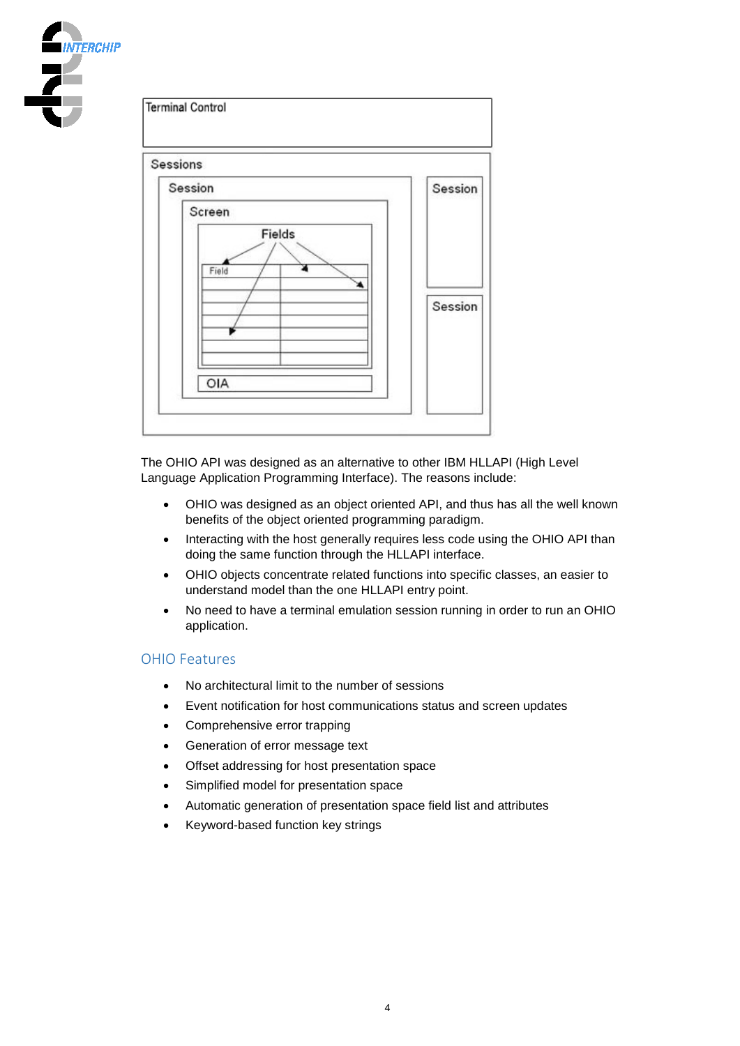The OHIO API was designed as an alternative to other IBM HLLAPI (High Level Language Application Programming Interface). The reasons include:

- OHIO was designed as an object oriented API, and thus has all the well known benefits of the object oriented programming paradigm.
- Interacting with the host generally requires less code using the OHIO API than doing the same function through the HLLAPI interface.
- OHIO objects concentrate related functions into specific classes, an easier to understand model than the one HLLAPI entry point.
- No need to have a terminal emulation session running in order to run an OHIO application.

## OHIO Features

- No architectural limit to the number of sessions
- Event notification for host communications status and screen updates
- Comprehensive error trapping
- Generation of error message text
- Offset addressing for host presentation space
- Simplified model for presentation space
- Automatic generation of presentation space field list and attributes
- Keyword-based function key strings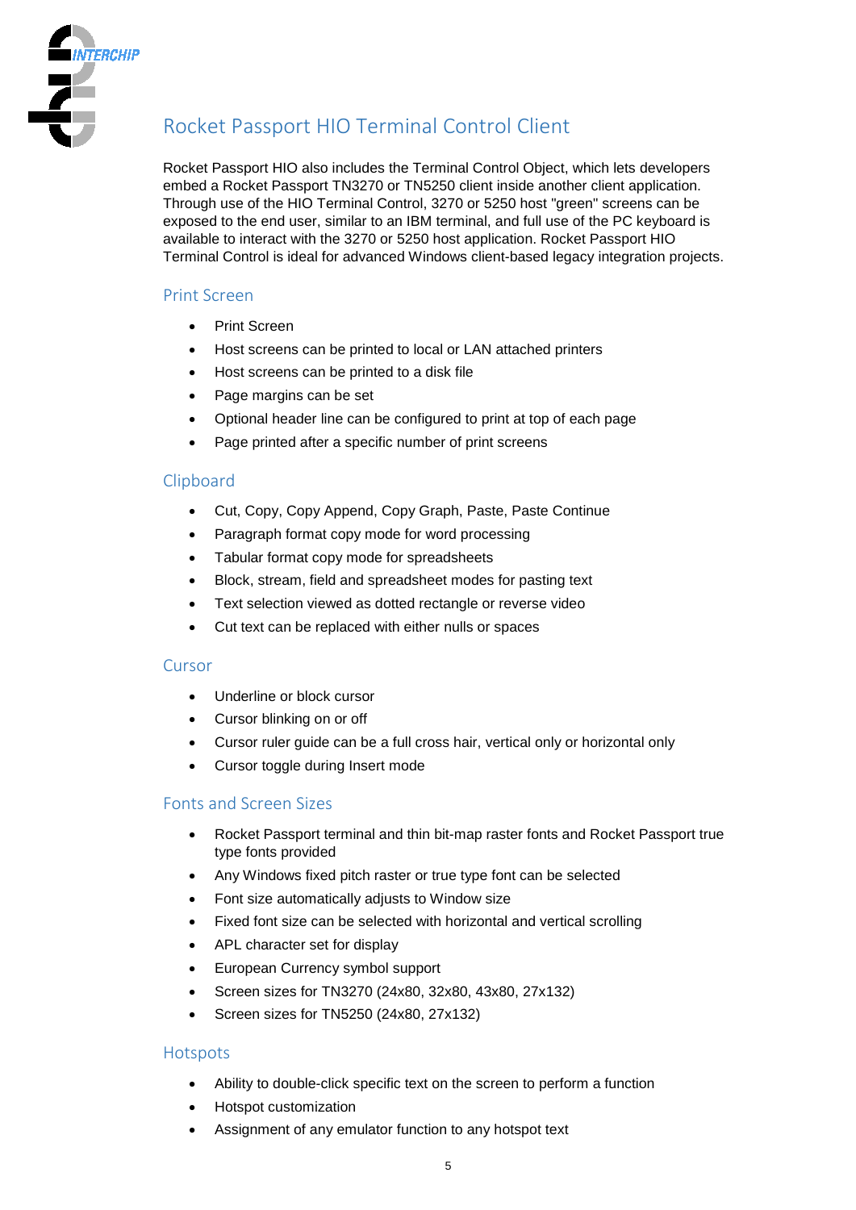## Rocket Passport HIO Terminal Control Client

Rocket Passport HIO also includes the Terminal Control Object, which lets developers embed a Rocket Passport TN3270 or TN5250 client inside another client application. Through use of the HIO Terminal Control, 3270 or 5250 host "green" screens can be exposed to the end user, similar to an IBM terminal, and full use of the PC keyboard is available to interact with the 3270 or 5250 host application. Rocket Passport HIO Terminal Control is ideal for advanced Windows client-based legacy integration projects.

### Print Screen

- Print Screen
- Host screens can be printed to local or LAN attached printers
- Host screens can be printed to a disk file
- Page margins can be set
- Optional header line can be configured to print at top of each page
- Page printed after a specific number of print screens

### Clipboard

- Cut, Copy, Copy Append, Copy Graph, Paste, Paste Continue
- Paragraph format copy mode for word processing
- Tabular format copy mode for spreadsheets
- Block, stream, field and spreadsheet modes for pasting text
- Text selection viewed as dotted rectangle or reverse video
- Cut text can be replaced with either nulls or spaces

### Cursor

- Underline or block cursor
- Cursor blinking on or off
- Cursor ruler guide can be a full cross hair, vertical only or horizontal only
- Cursor toggle during Insert mode

### Fonts and Screen Sizes

- Rocket Passport terminal and thin bit-map raster fonts and Rocket Passport true type fonts provided
- Any Windows fixed pitch raster or true type font can be selected
- Font size automatically adjusts to Window size
- Fixed font size can be selected with horizontal and vertical scrolling
- APL character set for display
- European Currency symbol support
- Screen sizes for TN3270 (24x80, 32x80, 43x80, 27x132)
- Screen sizes for TN5250 (24x80, 27x132)

### Hotspots

- Ability to double-click specific text on the screen to perform a function
- Hotspot customization
- Assignment of any emulator function to any hotspot text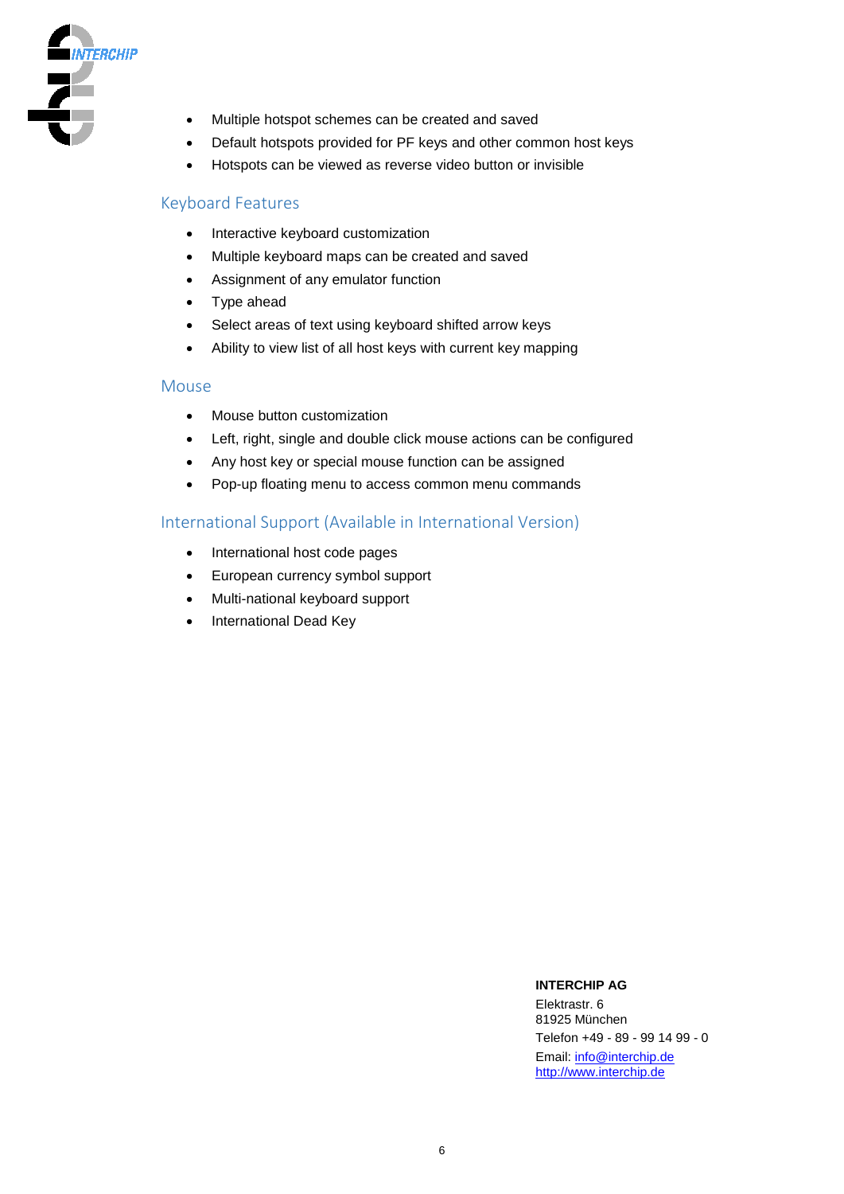- Multiple hotspot schemes can be created and saved
- Default hotspots provided for PF keys and other common host keys
- Hotspots can be viewed as reverse video button or invisible

## Keyboard Features

- Interactive keyboard customization
- Multiple keyboard maps can be created and saved
- Assignment of any emulator function
- Type ahead
- Select areas of text using keyboard shifted arrow keys
- Ability to view list of all host keys with current key mapping

## Mouse

- Mouse button customization
- Left, right, single and double click mouse actions can be configured
- Any host key or special mouse function can be assigned
- Pop-up floating menu to access common menu commands

## International Support (Available in International Version)

- International host code pages
- European currency symbol support
- Multi-national keyboard support
- International Dead Key

**INTERCHIP AG**
Elektrastr. 6
81925 München
Telefon +49 - 89 - 99 14 99 - 0
Email: info@interchip.de
http://www.interchip.de